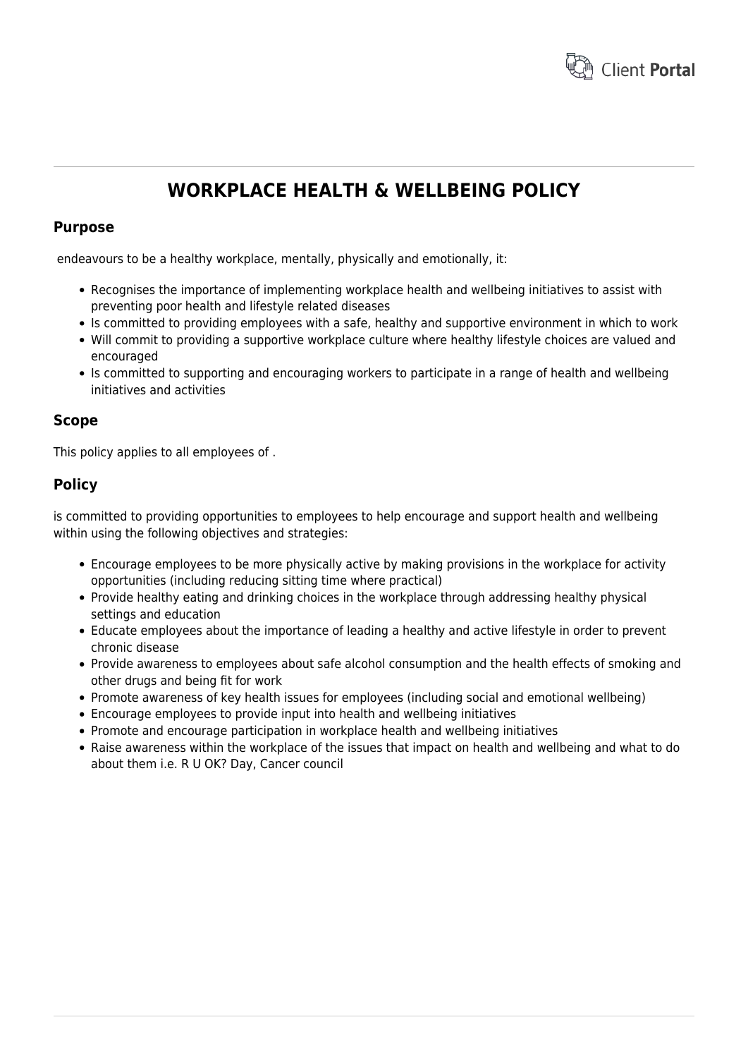# WORKPLACE HEALTH & WELLBEING POLICY

## Purpose

endeavours to be a healthy workplace, mentally, physically and emotionally, it:

- Recognises the importance of implementing workplace health and wellbeing initiatives to assist with preventing poor health and lifestyle related diseases
- Is committed to providing employees with a safe, healthy and supportive environment in which to work
- Will commit to providing a supportive workplace culture where healthy lifestyle choices are valued and encouraged
- Is committed to supporting and encouraging workers to participate in a range of health and wellbeing initiatives and activities

## Scope

This policy applies to all employees of .

## Policy

is committed to providing opportunities to employees to help encourage and support health and wellbeing within using the following objectives and strategies:

- Encourage employees to be more physically active by making provisions in the workplace for activity opportunities (including reducing sitting time where practical)
- Provide healthy eating and drinking choices in the workplace through addressing healthy physical settings and education
- Educate employees about the importance of leading a healthy and active lifestyle in order to prevent chronic disease
- Provide awareness to employees about safe alcohol consumption and the health effects of smoking and other drugs and being fit for work
- Promote awareness of key health issues for employees (including social and emotional wellbeing)
- Encourage employees to provide input into health and wellbeing initiatives
- Promote and encourage participation in workplace health and wellbeing initiatives
- Raise awareness within the workplace of the issues that impact on health and wellbeing and what to do about them i.e. R U OK? Day, Cancer council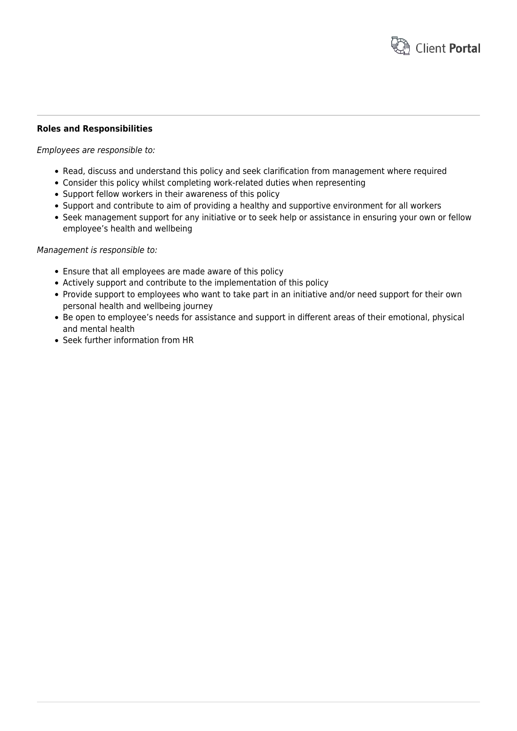**Roles and Responsibilities**

*Employees are responsible to:*

- Read, discuss and understand this policy and seek clarification from management where required
- Consider this policy whilst completing work-related duties when representing
- Support fellow workers in their awareness of this policy
- Support and contribute to aim of providing a healthy and supportive environment for all workers
- Seek management support for any initiative or to seek help or assistance in ensuring your own or fellow employee's health and wellbeing

*Management is responsible to:*

- Ensure that all employees are made aware of this policy
- Actively support and contribute to the implementation of this policy
- Provide support to employees who want to take part in an initiative and/or need support for their own personal health and wellbeing journey
- Be open to employee's needs for assistance and support in different areas of their emotional, physical and mental health
- Seek further information from HR